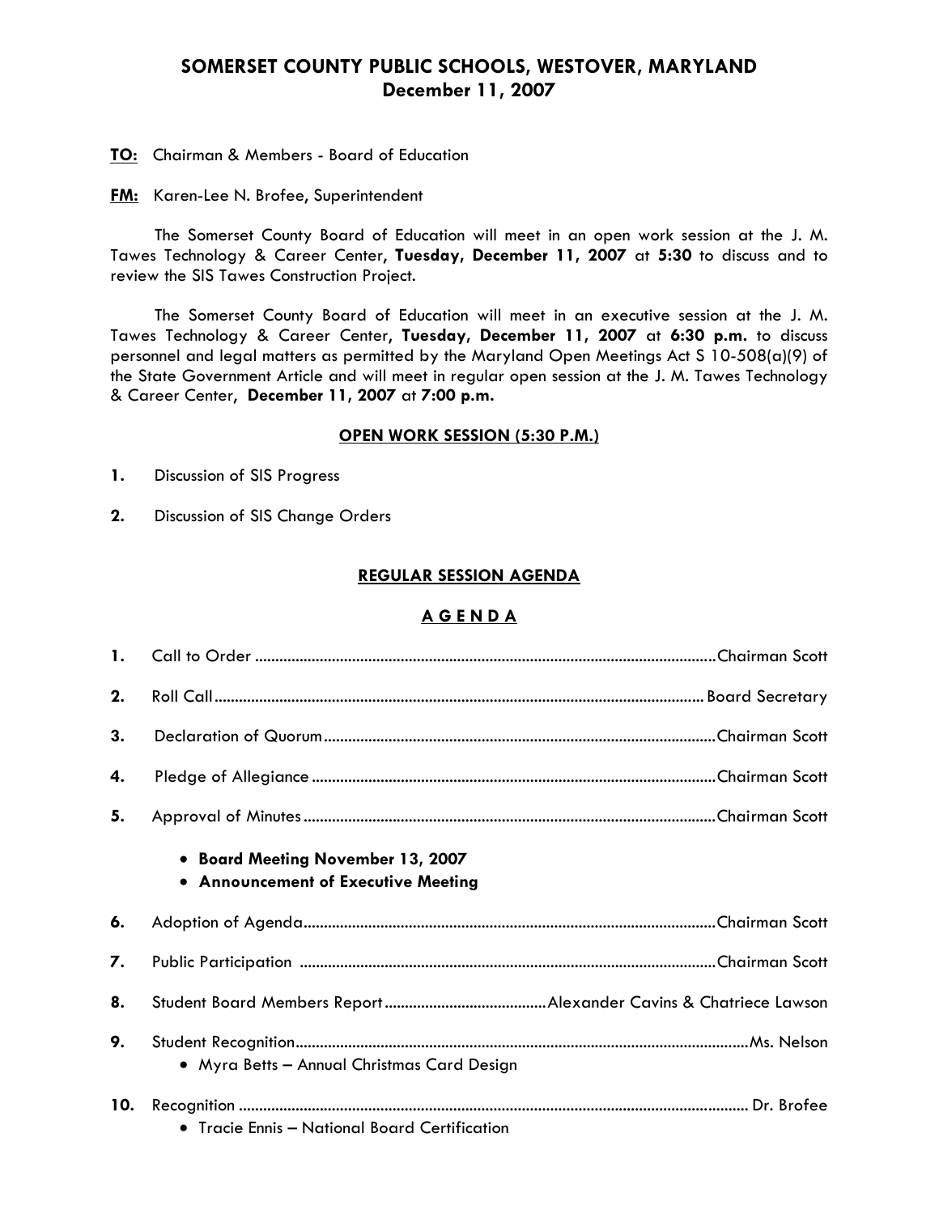# SOMERSET COUNTY PUBLIC SCHOOLS, WESTOVER, MARYLAND
## December 11, 2007

**TO:** Chairman & Members - Board of Education

**FM:** Karen-Lee N. Brofee, Superintendent

The Somerset County Board of Education will meet in an open work session at the J. M. Tawes Technology & Career Center**, Tuesday, December 11, 2007** at **5:30** to discuss and to review the SIS Tawes Construction Project.

The Somerset County Board of Education will meet in an executive session at the J. M. Tawes Technology & Career Center**, Tuesday, December 11, 2007** at **6:30 p.m.** to discuss personnel and legal matters as permitted by the Maryland Open Meetings Act S 10-508(a)(9) of the State Government Article and will meet in regular open session at the J. M. Tawes Technology & Career Center, **December 11, 2007** at **7:00 p.m.**

### OPEN WORK SESSION (5:30 P.M.)

**1.** Discussion of SIS Progress

**2.** Discussion of SIS Change Orders

### REGULAR SESSION AGENDA

### A G E N D A

**1.** Call to Order ........................................ Chairman Scott

**2.** Roll Call ........................................ Board Secretary

**3.** Declaration of Quorum ........................................ Chairman Scott

**4.** Pledge of Allegiance ........................................ Chairman Scott

**5.** Approval of Minutes ........................................ Chairman Scott

- **Board Meeting November 13, 2007**
- **Announcement of Executive Meeting**

**6.** Adoption of Agenda ........................................ Chairman Scott

**7.** Public Participation ........................................ Chairman Scott

**8.** Student Board Members Report ........................................ Alexander Cavins & Chatriece Lawson

**9.** Student Recognition ........................................ Ms. Nelson

- Myra Betts – Annual Christmas Card Design

**10.** Recognition ........................................ Dr. Brofee

- Tracie Ennis – National Board Certification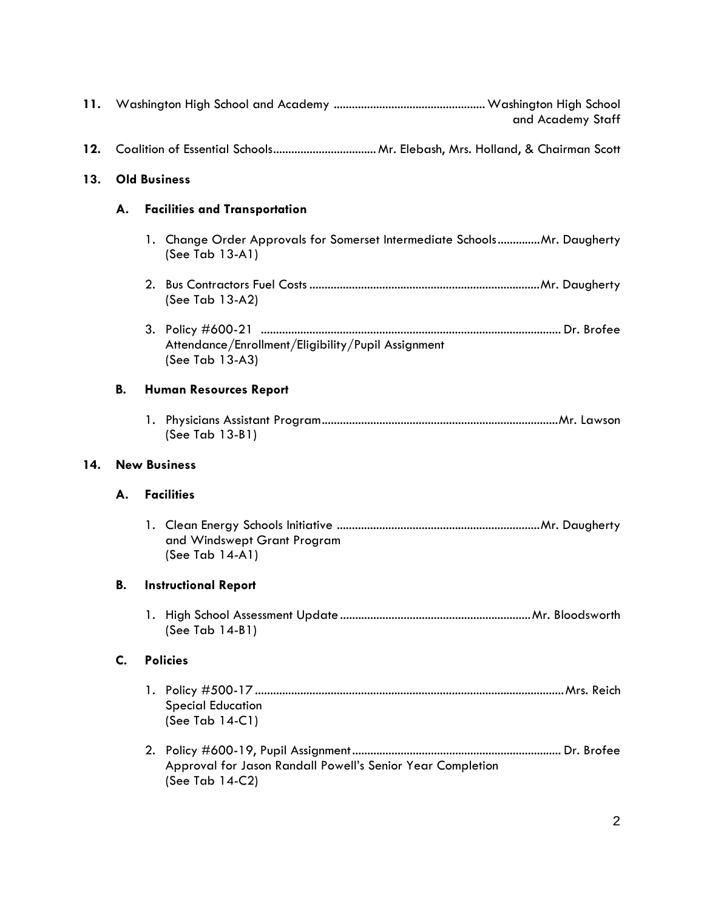11. Washington High School and Academy ................................................. Washington High School and Academy Staff

12. Coalition of Essential Schools................................. Mr. Elebash, Mrs. Holland, & Chairman Scott

13. **Old Business**

   A. **Facilities and Transportation**

      1. Change Order Approvals for Somerset Intermediate Schools.............Mr. Daugherty
         (See Tab 13-A1)

      2. Bus Contractors Fuel Costs ...........................................................................Mr. Daugherty
         (See Tab 13-A2)

      3. Policy #600-21 ................................................................................................. Dr. Brofee
         Attendance/Enrollment/Eligibility/Pupil Assignment
         (See Tab 13-A3)

   B. **Human Resources Report**

      1. Physicians Assistant Program.............................................................................Mr. Lawson
         (See Tab 13-B1)

14. **New Business**

   A. **Facilities**

      1. Clean Energy Schools Initiative ...................................................................Mr. Daugherty
         and Windswept Grant Program
         (See Tab 14-A1)

   B. **Instructional Report**

      1. High School Assessment Update..............................................................Mr. Bloodsworth
         (See Tab 14-B1)

   C. **Policies**

      1. Policy #500-17 .....................................................................................................Mrs. Reich
         Special Education
         (See Tab 14-C1)

      2. Policy #600-19, Pupil Assignment..................................................................... Dr. Brofee
         Approval for Jason Randall Powell's Senior Year Completion
         (See Tab 14-C2)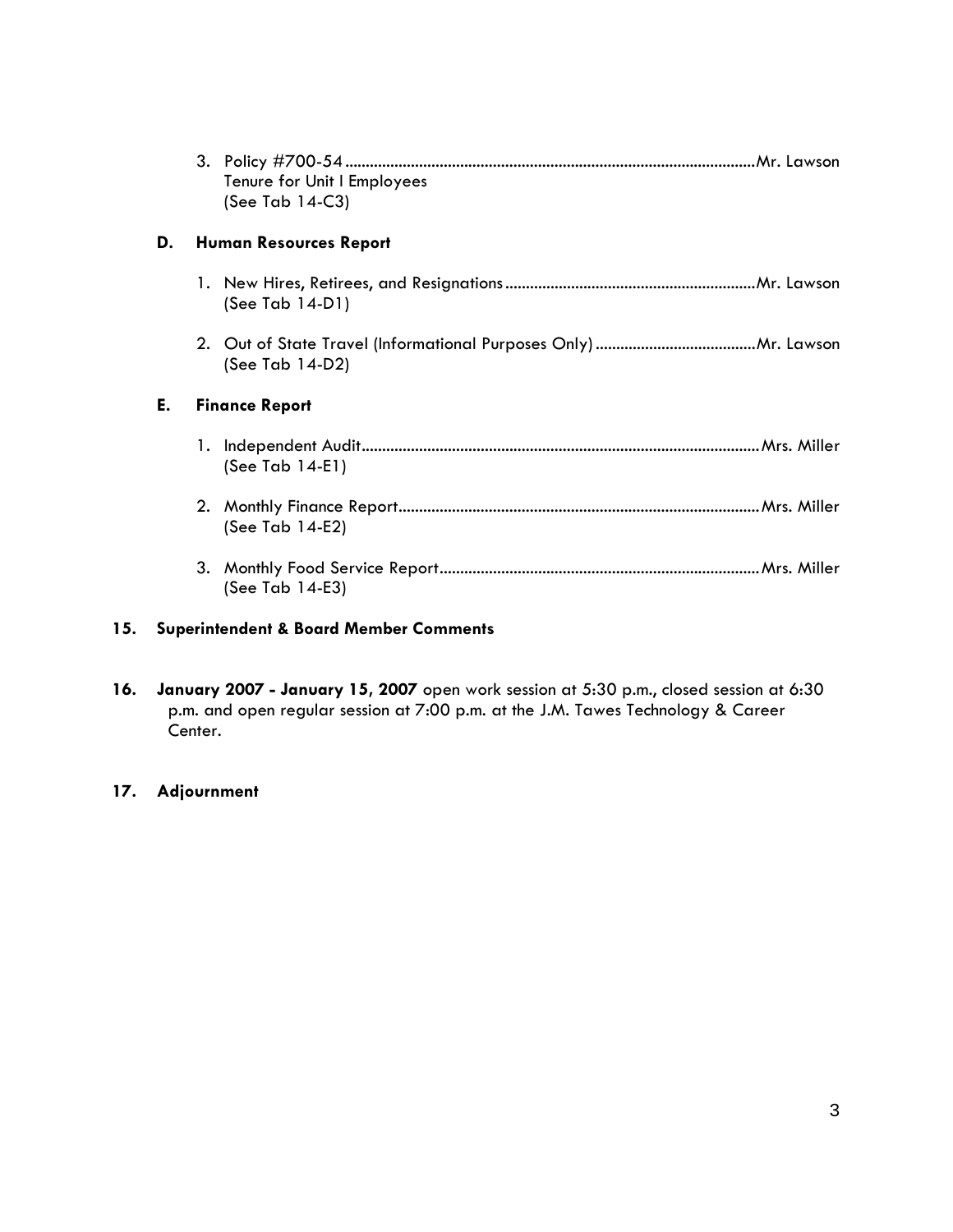3. Policy #700-54 ........................................................................................................ Mr. Lawson
   Tenure for Unit I Employees
   (See Tab 14-C3)

**D. Human Resources Report**

1. New Hires, Retirees, and Resignations ........................................................... Mr. Lawson
   (See Tab 14-D1)

2. Out of State Travel (Informational Purposes Only) ..................................... Mr. Lawson
   (See Tab 14-D2)

**E. Finance Report**

1. Independent Audit ............................................................................................ Mrs. Miller
   (See Tab 14-E1)

2. Monthly Finance Report .................................................................................... Mrs. Miller
   (See Tab 14-E2)

3. Monthly Food Service Report ........................................................................... Mrs. Miller
   (See Tab 14-E3)

**15. Superintendent & Board Member Comments**

**16. January 2007 - January 15, 2007** open work session at 5:30 p.m., closed session at 6:30 p.m. and open regular session at 7:00 p.m. at the J.M. Tawes Technology & Career Center.

**17. Adjournment**